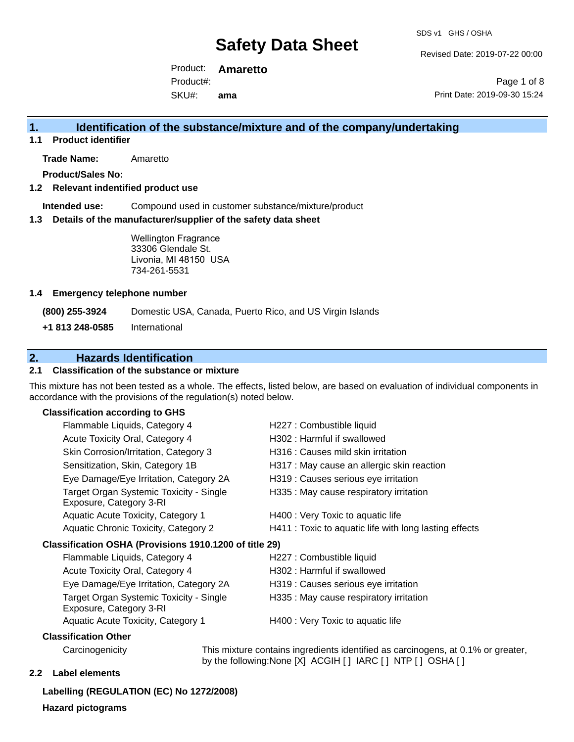# Safety Data Sheet

SDS v1 GHS / OSHA

Revised Date: 2019-07-22 00:00

Product: **Amaretto**
Product#:
SKU#: **ama**

Print Date: 2019-09-30 15:24

## 1. Identification of the substance/mixture and of the company/undertaking

### 1.1 Product identifier

**Trade Name:** Amaretto

**Product/Sales No:**

### 1.2 Relevant indentified product use

**Intended use:** Compound used in customer substance/mixture/product

### 1.3 Details of the manufacturer/supplier of the safety data sheet

Wellington Fragrance
33306 Glendale St.
Livonia, MI 48150 USA
734-261-5531

### 1.4 Emergency telephone number

| | |
|---|---|
| **(800) 255-3924** | Domestic USA, Canada, Puerto Rico, and US Virgin Islands |
| **+1 813 248-0585** | International |

## 2. Hazards Identification

### 2.1 Classification of the substance or mixture

This mixture has not been tested as a whole. The effects, listed below, are based on evaluation of individual components in accordance with the provisions of the regulation(s) noted below.

**Classification according to GHS**

| | |
|---|---|
| Flammable Liquids, Category 4 | H227 : Combustible liquid |
| Acute Toxicity Oral, Category 4 | H302 : Harmful if swallowed |
| Skin Corrosion/Irritation, Category 3 | H316 : Causes mild skin irritation |
| Sensitization, Skin, Category 1B | H317 : May cause an allergic skin reaction |
| Eye Damage/Eye Irritation, Category 2A | H319 : Causes serious eye irritation |
| Target Organ Systemic Toxicity - Single Exposure, Category 3-RI | H335 : May cause respiratory irritation |
| Aquatic Acute Toxicity, Category 1 | H400 : Very Toxic to aquatic life |
| Aquatic Chronic Toxicity, Category 2 | H411 : Toxic to aquatic life with long lasting effects |

**Classification OSHA (Provisions 1910.1200 of title 29)**

| | |
|---|---|
| Flammable Liquids, Category 4 | H227 : Combustible liquid |
| Acute Toxicity Oral, Category 4 | H302 : Harmful if swallowed |
| Eye Damage/Eye Irritation, Category 2A | H319 : Causes serious eye irritation |
| Target Organ Systemic Toxicity - Single Exposure, Category 3-RI | H335 : May cause respiratory irritation |
| Aquatic Acute Toxicity, Category 1 | H400 : Very Toxic to aquatic life |

**Classification Other**

| | |
|---|---|
| Carcinogenicity | This mixture contains ingredients identified as carcinogens, at 0.1% or greater, by the following:None [X] ACGIH [ ] IARC [ ] NTP [ ] OSHA [ ] |

### 2.2 Label elements

**Labelling (REGULATION (EC) No 1272/2008)**

**Hazard pictograms**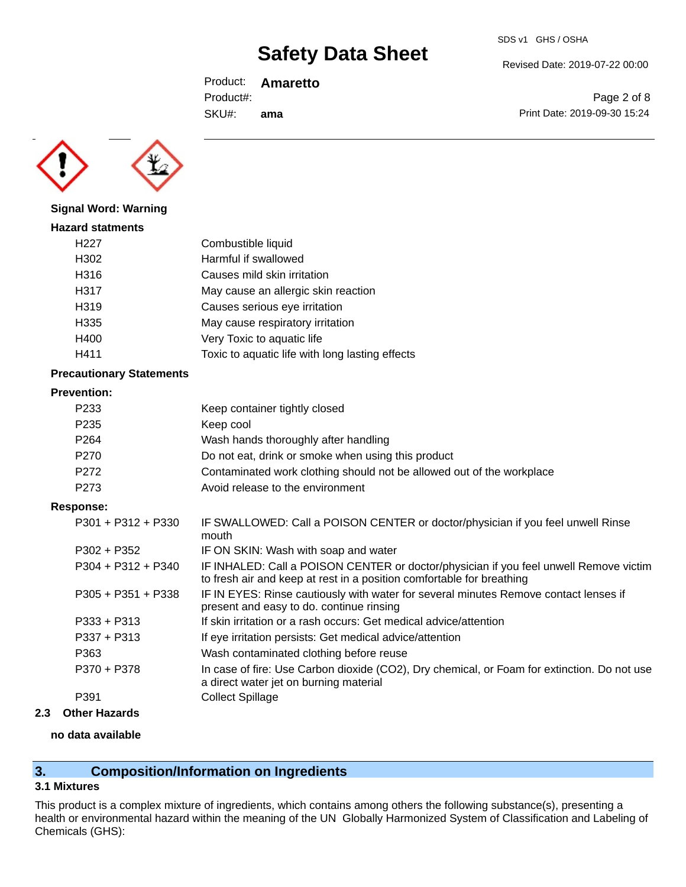**Signal Word: Warning**

**Hazard statments**

| | |
|---|---|
| H227 | Combustible liquid |
| H302 | Harmful if swallowed |
| H316 | Causes mild skin irritation |
| H317 | May cause an allergic skin reaction |
| H319 | Causes serious eye irritation |
| H335 | May cause respiratory irritation |
| H400 | Very Toxic to aquatic life |
| H411 | Toxic to aquatic life with long lasting effects |

**Precautionary Statements**

**Prevention:**

| | |
|---|---|
| P233 | Keep container tightly closed |
| P235 | Keep cool |
| P264 | Wash hands thoroughly after handling |
| P270 | Do not eat, drink or smoke when using this product |
| P272 | Contaminated work clothing should not be allowed out of the workplace |
| P273 | Avoid release to the environment |

**Response:**

| | |
|---|---|
| P301 + P312 + P330 | IF SWALLOWED: Call a POISON CENTER or doctor/physician if you feel unwell Rinse mouth |
| P302 + P352 | IF ON SKIN: Wash with soap and water |
| P304 + P312 + P340 | IF INHALED: Call a POISON CENTER or doctor/physician if you feel unwell Remove victim to fresh air and keep at rest in a position comfortable for breathing |
| P305 + P351 + P338 | IF IN EYES: Rinse cautiously with water for several minutes Remove contact lenses if present and easy to do. continue rinsing |
| P333 + P313 | If skin irritation or a rash occurs: Get medical advice/attention |
| P337 + P313 | If eye irritation persists: Get medical advice/attention |
| P363 | Wash contaminated clothing before reuse |
| P370 + P378 | In case of fire: Use Carbon dioxide ($CO_2$), Dry chemical, or Foam for extinction. Do not use a direct water jet on burning material |
| P391 | Collect Spillage |

### 2.3 Other Hazards

**no data available**

## 3. Composition/Information on Ingredients

### 3.1 Mixtures

This product is a complex mixture of ingredients, which contains among others the following substance(s), presenting a health or environmental hazard within the meaning of the UN Globally Harmonized System of Classification and Labeling of Chemicals (GHS):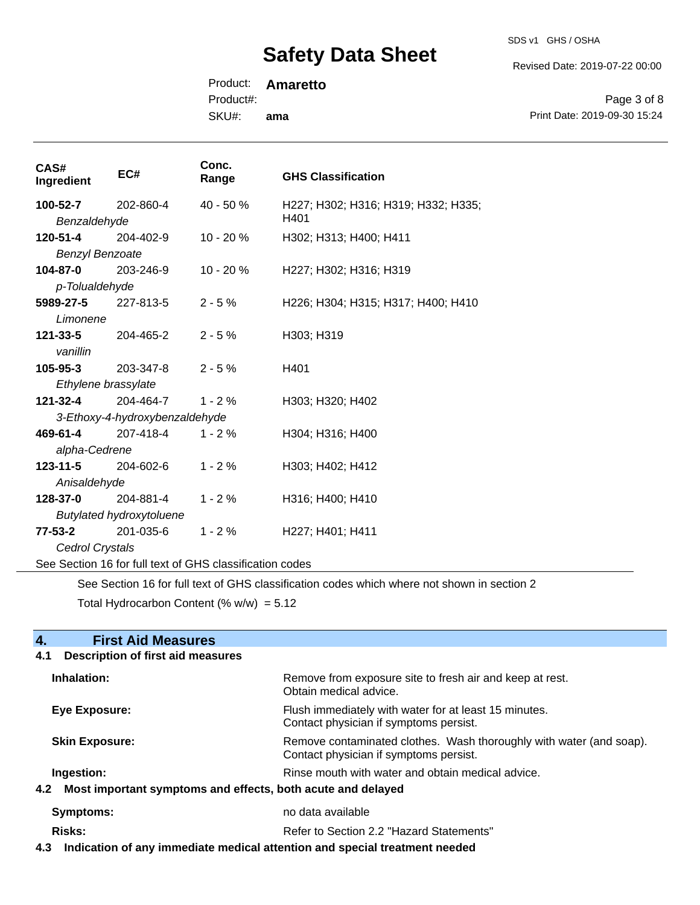| CAS# Ingredient | EC# | Conc. Range | GHS Classification |
|---|---|---|---|
| **100-52-7** *Benzaldehyde* | 202-860-4 | 40 - 50 % | H227; H302; H316; H319; H332; H335; H401 |
| **120-51-4** *Benzyl Benzoate* | 204-402-9 | 10 - 20 % | H302; H313; H400; H411 |
| **104-87-0** *p-Tolualdehyde* | 203-246-9 | 10 - 20 % | H227; H302; H316; H319 |
| **5989-27-5** *Limonene* | 227-813-5 | 2 - 5 % | H226; H304; H315; H317; H400; H410 |
| **121-33-5** *vanillin* | 204-465-2 | 2 - 5 % | H303; H319 |
| **105-95-3** *Ethylene brassylate* | 203-347-8 | 2 - 5 % | H401 |
| **121-32-4** *3-Ethoxy-4-hydroxybenzaldehyde* | 204-464-7 | 1 - 2 % | H303; H320; H402 |
| **469-61-4** *alpha-Cedrene* | 207-418-4 | 1 - 2 % | H304; H316; H400 |
| **123-11-5** *Anisaldehyde* | 204-602-6 | 1 - 2 % | H303; H402; H412 |
| **128-37-0** *Butylated hydroxytoluene* | 204-881-4 | 1 - 2 % | H316; H400; H410 |
| **77-53-2** *Cedrol Crystals* | 201-035-6 | 1 - 2 % | H227; H401; H411 |

See Section 16 for full text of GHS classification codes

See Section 16 for full text of GHS classification codes which where not shown in section 2

Total Hydrocarbon Content (% w/w) = 5.12

## 4. First Aid Measures

### 4.1 Description of first aid measures

**Inhalation:** Remove from exposure site to fresh air and keep at rest. Obtain medical advice.

**Eye Exposure:** Flush immediately with water for at least 15 minutes. Contact physician if symptoms persist.

**Skin Exposure:** Remove contaminated clothes. Wash thoroughly with water (and soap). Contact physician if symptoms persist.

**Ingestion:** Rinse mouth with water and obtain medical advice.

### 4.2 Most important symptoms and effects, both acute and delayed

**Symptoms:** no data available

**Risks:** Refer to Section 2.2 "Hazard Statements"

### 4.3 Indication of any immediate medical attention and special treatment needed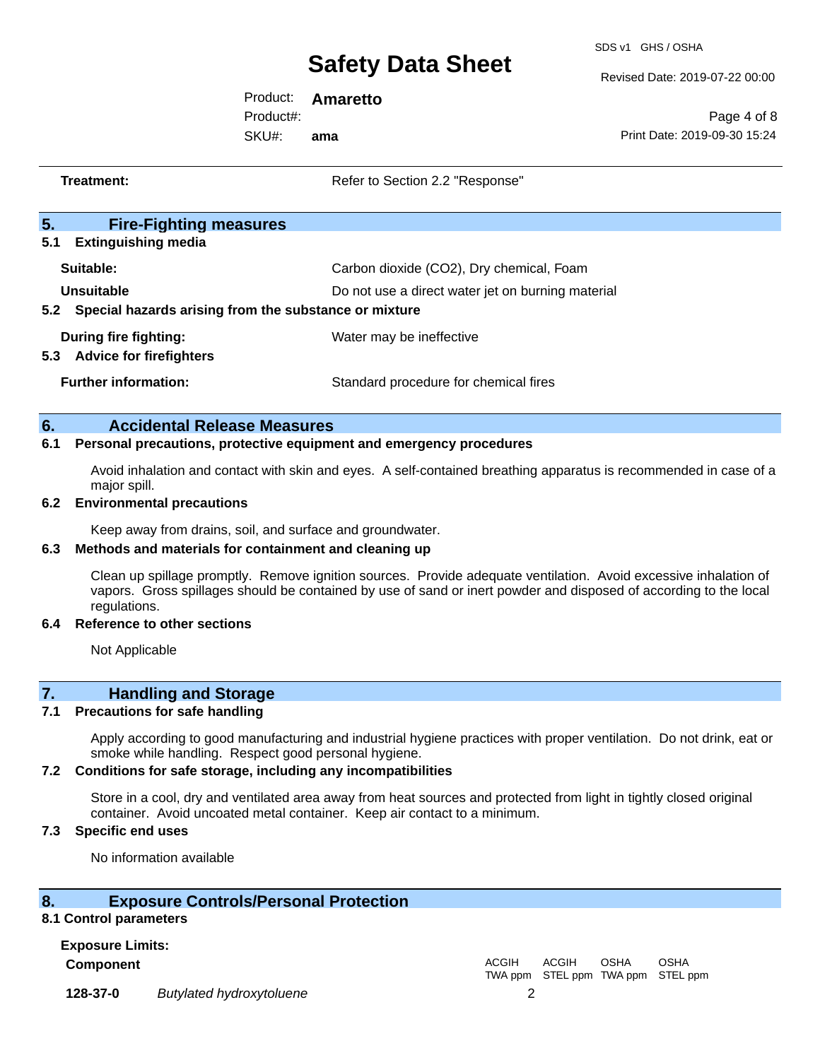**Treatment:** Refer to Section 2.2 "Response"

## 5. Fire-Fighting measures

### 5.1 Extinguishing media

**Suitable:** Carbon dioxide ($CO_2$), Dry chemical, Foam

**Unsuitable** Do not use a direct water jet on burning material

### 5.2 Special hazards arising from the substance or mixture

**During fire fighting:** Water may be ineffective

### 5.3 Advice for firefighters

**Further information:** Standard procedure for chemical fires

## 6. Accidental Release Measures

### 6.1 Personal precautions, protective equipment and emergency procedures

Avoid inhalation and contact with skin and eyes. A self-contained breathing apparatus is recommended in case of a major spill.

### 6.2 Environmental precautions

Keep away from drains, soil, and surface and groundwater.

### 6.3 Methods and materials for containment and cleaning up

Clean up spillage promptly. Remove ignition sources. Provide adequate ventilation. Avoid excessive inhalation of vapors. Gross spillages should be contained by use of sand or inert powder and disposed of according to the local regulations.

### 6.4 Reference to other sections

Not Applicable

## 7. Handling and Storage

### 7.1 Precautions for safe handling

Apply according to good manufacturing and industrial hygiene practices with proper ventilation. Do not drink, eat or smoke while handling. Respect good personal hygiene.

### 7.2 Conditions for safe storage, including any incompatibilities

Store in a cool, dry and ventilated area away from heat sources and protected from light in tightly closed original container. Avoid uncoated metal container. Keep air contact to a minimum.

### 7.3 Specific end uses

No information available

## 8. Exposure Controls/Personal Protection

### 8.1 Control parameters

**Exposure Limits:**

| Component | | ACGIH TWA ppm | ACGIH STEL ppm | OSHA TWA ppm | OSHA STEL ppm |
|---|---|---|---|---|---|
| **128-37-0** | *Butylated hydroxytoluene* | 2 | | | |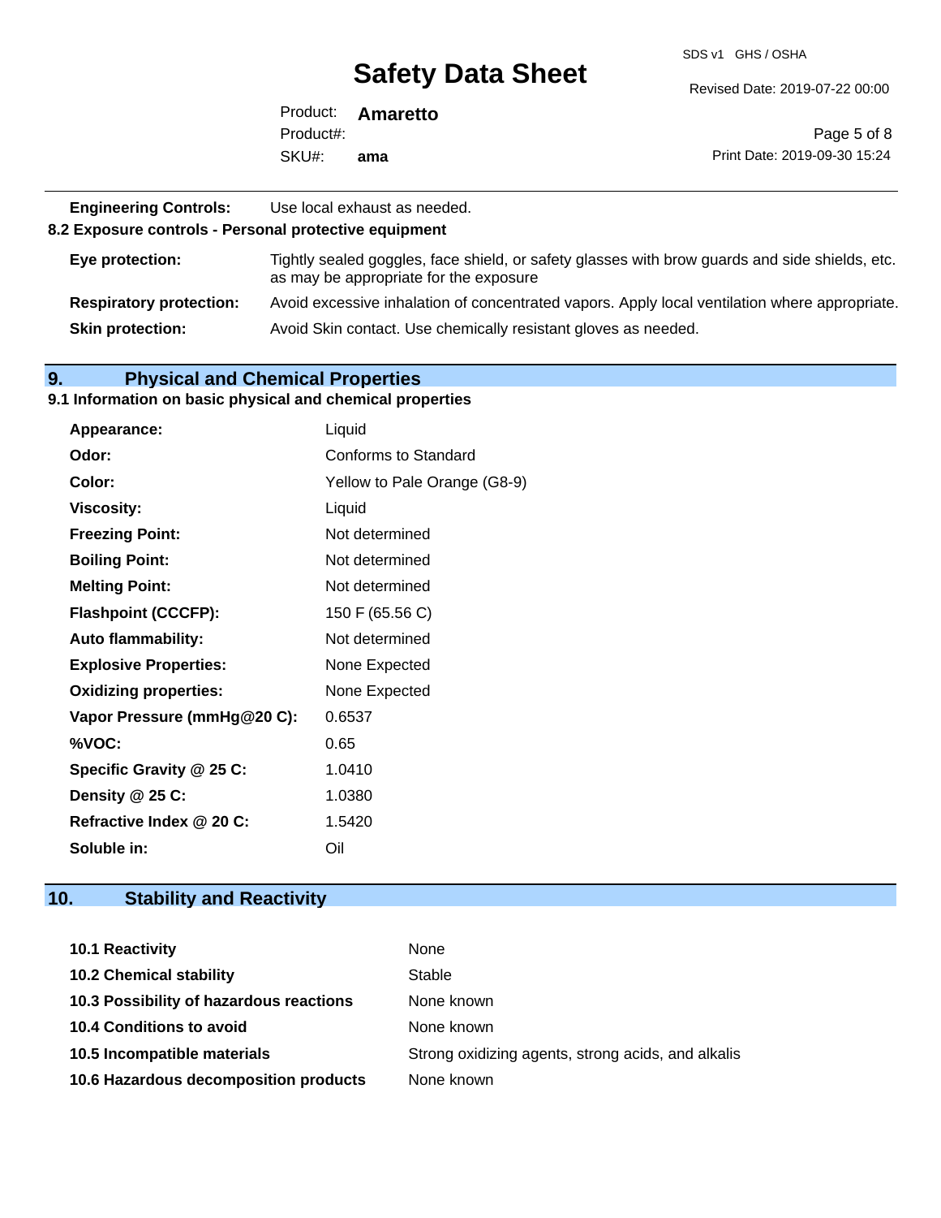| | |
|---|---|
| **Engineering Controls:** | Use local exhaust as needed. |

**8.2 Exposure controls - Personal protective equipment**

| | |
|---|---|
| **Eye protection:** | Tightly sealed goggles, face shield, or safety glasses with brow guards and side shields, etc. as may be appropriate for the exposure |
| **Respiratory protection:** | Avoid excessive inhalation of concentrated vapors. Apply local ventilation where appropriate. |
| **Skin protection:** | Avoid Skin contact. Use chemically resistant gloves as needed. |

## 9. Physical and Chemical Properties

**9.1 Information on basic physical and chemical properties**

| | |
|---|---|
| **Appearance:** | Liquid |
| **Odor:** | Conforms to Standard |
| **Color:** | Yellow to Pale Orange (G8-9) |
| **Viscosity:** | Liquid |
| **Freezing Point:** | Not determined |
| **Boiling Point:** | Not determined |
| **Melting Point:** | Not determined |
| **Flashpoint (CCCFP):** | 150 F (65.56 C) |
| **Auto flammability:** | Not determined |
| **Explosive Properties:** | None Expected |
| **Oxidizing properties:** | None Expected |
| **Vapor Pressure (mmHg@20 C):** | 0.6537 |
| **%VOC:** | 0.65 |
| **Specific Gravity @ 25 C:** | 1.0410 |
| **Density @ 25 C:** | 1.0380 |
| **Refractive Index @ 20 C:** | 1.5420 |
| **Soluble in:** | Oil |

## 10. Stability and Reactivity

| | |
|---|---|
| **10.1 Reactivity** | None |
| **10.2 Chemical stability** | Stable |
| **10.3 Possibility of hazardous reactions** | None known |
| **10.4 Conditions to avoid** | None known |
| **10.5 Incompatible materials** | Strong oxidizing agents, strong acids, and alkalis |
| **10.6 Hazardous decomposition products** | None known |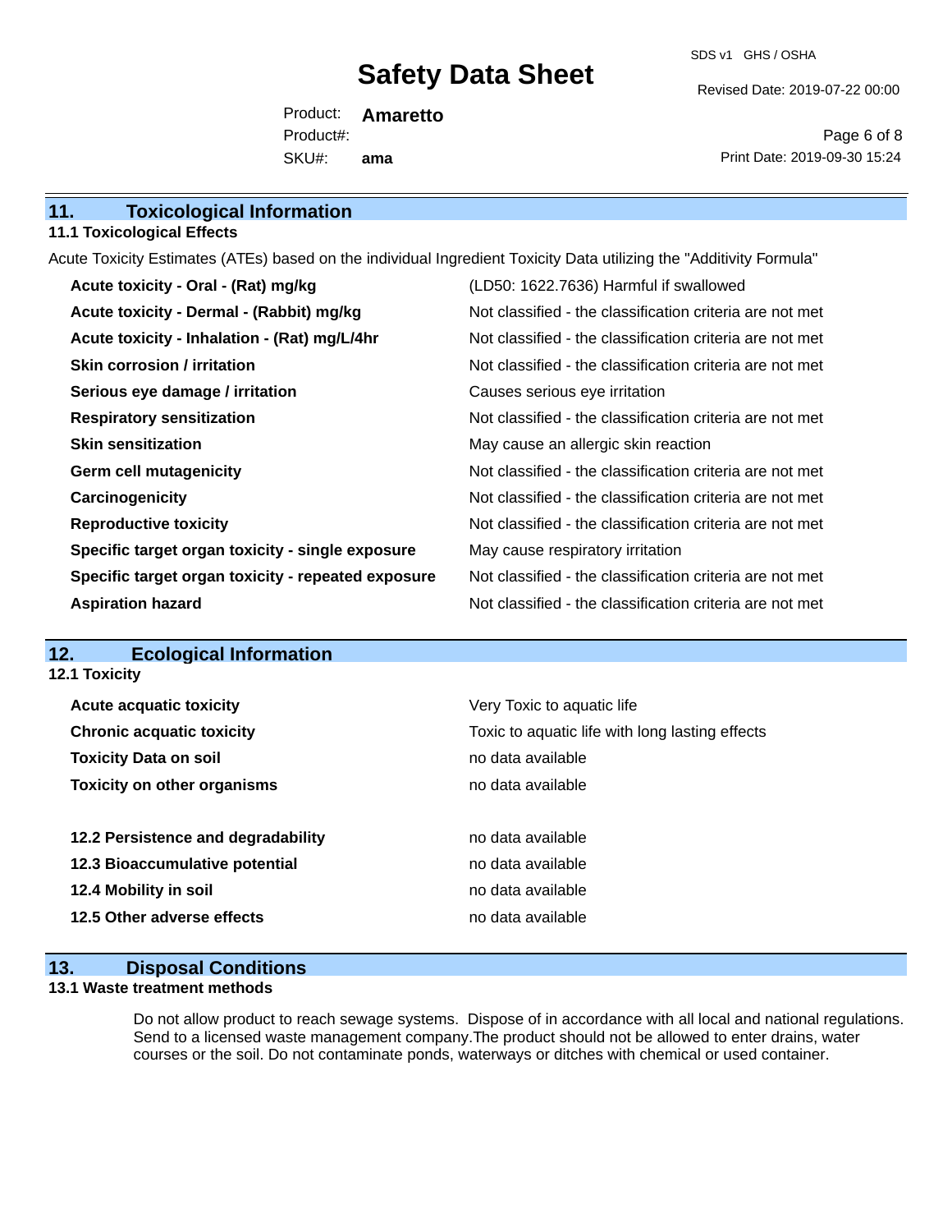## 11. Toxicological Information

### 11.1 Toxicological Effects

Acute Toxicity Estimates (ATEs) based on the individual Ingredient Toxicity Data utilizing the "Additivity Formula"

| | |
|---|---|
| **Acute toxicity - Oral - (Rat) mg/kg** | (LD50: 1622.7636) Harmful if swallowed |
| **Acute toxicity - Dermal - (Rabbit) mg/kg** | Not classified - the classification criteria are not met |
| **Acute toxicity - Inhalation - (Rat) mg/L/4hr** | Not classified - the classification criteria are not met |
| **Skin corrosion / irritation** | Not classified - the classification criteria are not met |
| **Serious eye damage / irritation** | Causes serious eye irritation |
| **Respiratory sensitization** | Not classified - the classification criteria are not met |
| **Skin sensitization** | May cause an allergic skin reaction |
| **Germ cell mutagenicity** | Not classified - the classification criteria are not met |
| **Carcinogenicity** | Not classified - the classification criteria are not met |
| **Reproductive toxicity** | Not classified - the classification criteria are not met |
| **Specific target organ toxicity - single exposure** | May cause respiratory irritation |
| **Specific target organ toxicity - repeated exposure** | Not classified - the classification criteria are not met |
| **Aspiration hazard** | Not classified - the classification criteria are not met |

## 12. Ecological Information

### 12.1 Toxicity

| | |
|---|---|
| **Acute acquatic toxicity** | Very Toxic to aquatic life |
| **Chronic acquatic toxicity** | Toxic to aquatic life with long lasting effects |
| **Toxicity Data on soil** | no data available |
| **Toxicity on other organisms** | no data available |

| | |
|---|---|
| **12.2 Persistence and degradability** | no data available |
| **12.3 Bioaccumulative potential** | no data available |
| **12.4 Mobility in soil** | no data available |
| **12.5 Other adverse effects** | no data available |

## 13. Disposal Conditions

### 13.1 Waste treatment methods

Do not allow product to reach sewage systems. Dispose of in accordance with all local and national regulations. Send to a licensed waste management company.The product should not be allowed to enter drains, water courses or the soil. Do not contaminate ponds, waterways or ditches with chemical or used container.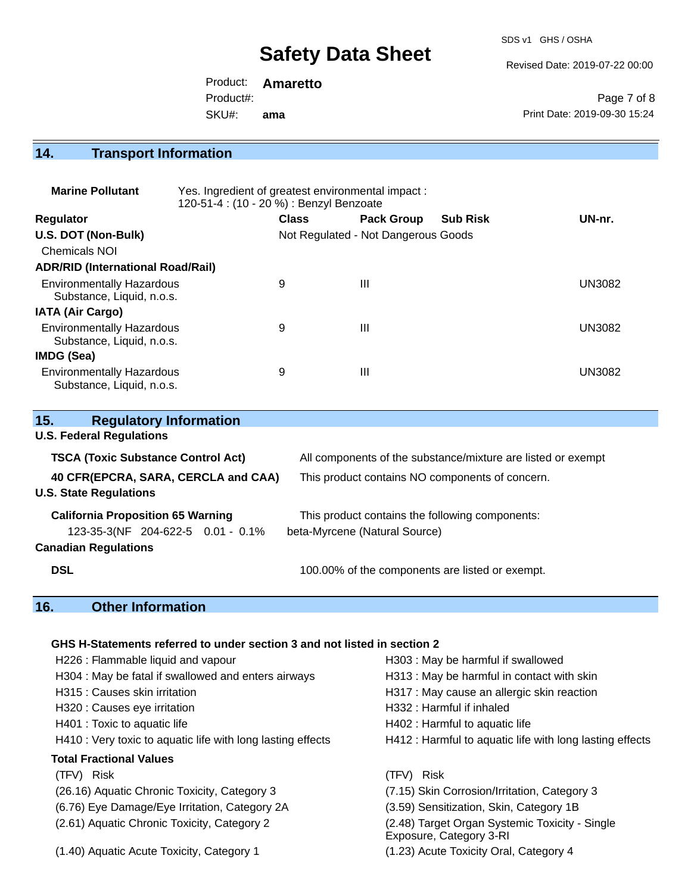## 14. Transport Information

**Marine Pollutant** Yes. Ingredient of greatest environmental impact : 120-51-4 : (10 - 20 %) : Benzyl Benzoate

| Regulator | Class | Pack Group | Sub Risk | UN-nr. |
|---|---|---|---|---|
| **U.S. DOT (Non-Bulk)** | Not Regulated - Not Dangerous Goods | | | |
| Chemicals NOI | | | | |
| **ADR/RID (International Road/Rail)** | | | | |
| Environmentally Hazardous Substance, Liquid, n.o.s. | 9 | III | | UN3082 |
| **IATA (Air Cargo)** | | | | |
| Environmentally Hazardous Substance, Liquid, n.o.s. | 9 | III | | UN3082 |
| **IMDG (Sea)** | | | | |
| Environmentally Hazardous Substance, Liquid, n.o.s. | 9 | III | | UN3082 |

## 15. Regulatory Information

**U.S. Federal Regulations**

**TSCA (Toxic Substance Control Act)** All components of the substance/mixture are listed or exempt

**40 CFR(EPCRA, SARA, CERCLA and CAA)** This product contains NO components of concern.

**U.S. State Regulations**

**California Proposition 65 Warning** This product contains the following components:

123-35-3(NF 204-622-5 0.01 - 0.1% beta-Myrcene (Natural Source)

**Canadian Regulations**

**DSL** 100.00% of the components are listed or exempt.

## 16. Other Information

**GHS H-Statements referred to under section 3 and not listed in section 2**

- H226 : Flammable liquid and vapour
- H303 : May be harmful if swallowed
- H304 : May be fatal if swallowed and enters airways
- H313 : May be harmful in contact with skin
- H315 : Causes skin irritation
- H317 : May cause an allergic skin reaction
- H320 : Causes eye irritation
- H332 : Harmful if inhaled
- H401 : Toxic to aquatic life
- H402 : Harmful to aquatic life
- H410 : Very toxic to aquatic life with long lasting effects
- H412 : Harmful to aquatic life with long lasting effects

**Total Fractional Values**

| (TFV) Risk | (TFV) Risk |
|---|---|
| (26.16) Aquatic Chronic Toxicity, Category 3 | (7.15) Skin Corrosion/Irritation, Category 3 |
| (6.76) Eye Damage/Eye Irritation, Category 2A | (3.59) Sensitization, Skin, Category 1B |
| (2.61) Aquatic Chronic Toxicity, Category 2 | (2.48) Target Organ Systemic Toxicity - Single Exposure, Category 3-RI |
| (1.40) Aquatic Acute Toxicity, Category 1 | (1.23) Acute Toxicity Oral, Category 4 |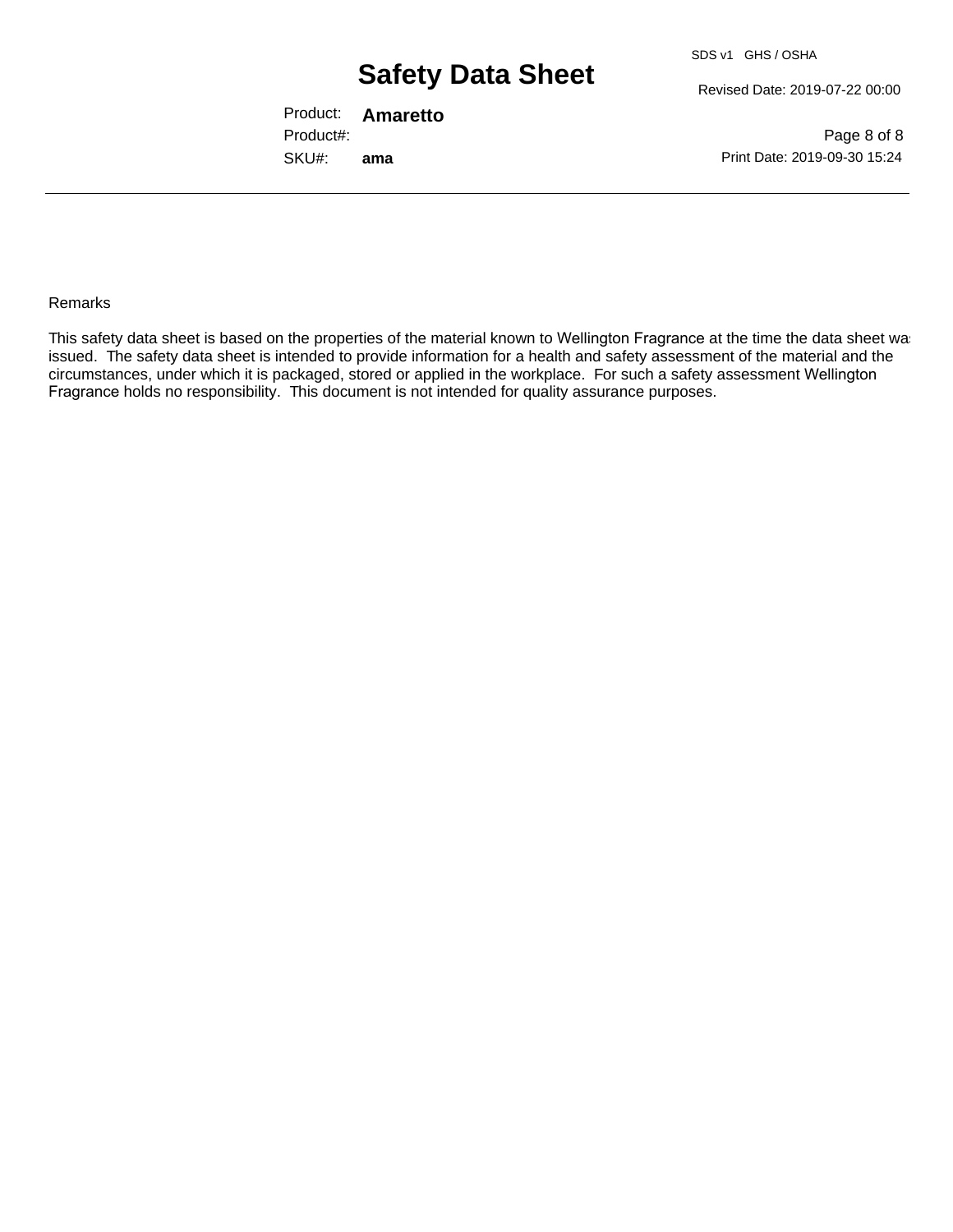Remarks

This safety data sheet is based on the properties of the material known to Wellington Fragrance at the time the data sheet was issued. The safety data sheet is intended to provide information for a health and safety assessment of the material and the circumstances, under which it is packaged, stored or applied in the workplace. For such a safety assessment Wellington Fragrance holds no responsibility. This document is not intended for quality assurance purposes.